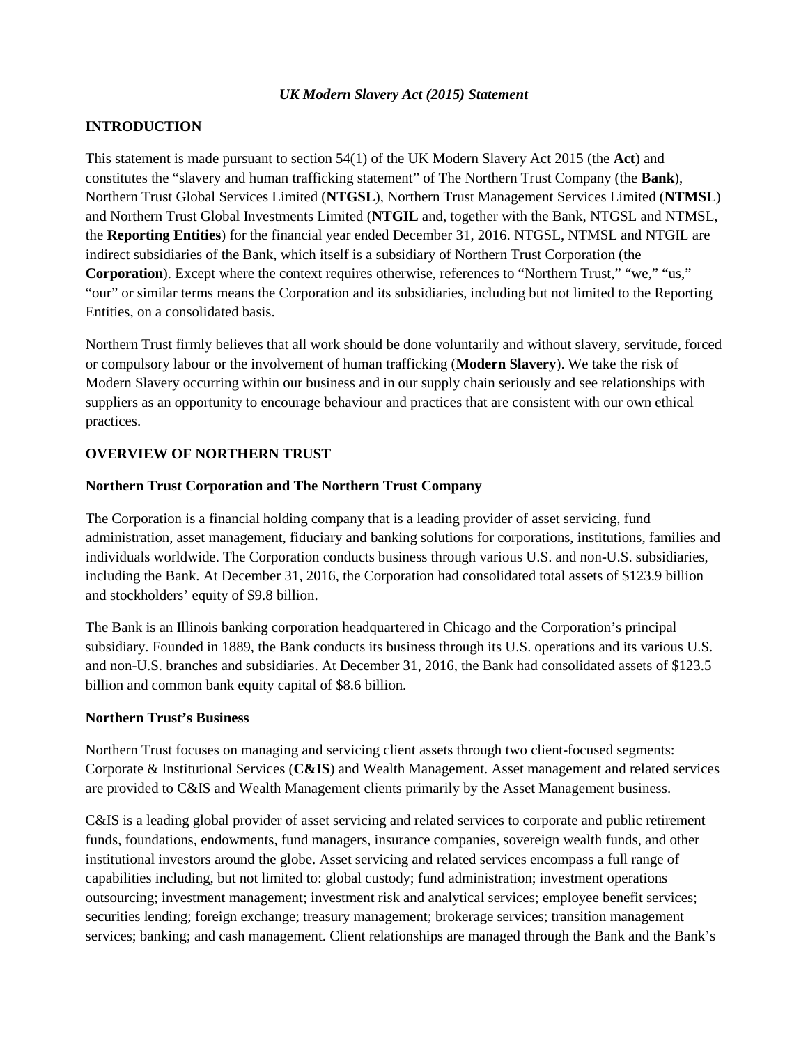*UK Modern Slavery Act (2015) Statement*

## INTRODUCTION

This statement is made pursuant to section 54(1) of the UK Modern Slavery Act 2015 (the **Act**) and constitutes the "slavery and human trafficking statement" of The Northern Trust Company (the **Bank**), Northern Trust Global Services Limited (**NTGSL**), Northern Trust Management Services Limited (**NTMSL**) and Northern Trust Global Investments Limited (**NTGIL** and, together with the Bank, NTGSL and NTMSL, the **Reporting Entities**) for the financial year ended December 31, 2016. NTGSL, NTMSL and NTGIL are indirect subsidiaries of the Bank, which itself is a subsidiary of Northern Trust Corporation (the **Corporation**). Except where the context requires otherwise, references to "Northern Trust," "we," "us," "our" or similar terms means the Corporation and its subsidiaries, including but not limited to the Reporting Entities, on a consolidated basis.

Northern Trust firmly believes that all work should be done voluntarily and without slavery, servitude, forced or compulsory labour or the involvement of human trafficking (**Modern Slavery**). We take the risk of Modern Slavery occurring within our business and in our supply chain seriously and see relationships with suppliers as an opportunity to encourage behaviour and practices that are consistent with our own ethical practices.

## OVERVIEW OF NORTHERN TRUST

### Northern Trust Corporation and The Northern Trust Company

The Corporation is a financial holding company that is a leading provider of asset servicing, fund administration, asset management, fiduciary and banking solutions for corporations, institutions, families and individuals worldwide. The Corporation conducts business through various U.S. and non-U.S. subsidiaries, including the Bank. At December 31, 2016, the Corporation had consolidated total assets of $123.9 billion and stockholders' equity of $9.8 billion.

The Bank is an Illinois banking corporation headquartered in Chicago and the Corporation's principal subsidiary. Founded in 1889, the Bank conducts its business through its U.S. operations and its various U.S. and non-U.S. branches and subsidiaries. At December 31, 2016, the Bank had consolidated assets of $123.5 billion and common bank equity capital of $8.6 billion.

### Northern Trust's Business

Northern Trust focuses on managing and servicing client assets through two client-focused segments: Corporate & Institutional Services (**C&IS**) and Wealth Management. Asset management and related services are provided to C&IS and Wealth Management clients primarily by the Asset Management business.

C&IS is a leading global provider of asset servicing and related services to corporate and public retirement funds, foundations, endowments, fund managers, insurance companies, sovereign wealth funds, and other institutional investors around the globe. Asset servicing and related services encompass a full range of capabilities including, but not limited to: global custody; fund administration; investment operations outsourcing; investment management; investment risk and analytical services; employee benefit services; securities lending; foreign exchange; treasury management; brokerage services; transition management services; banking; and cash management. Client relationships are managed through the Bank and the Bank's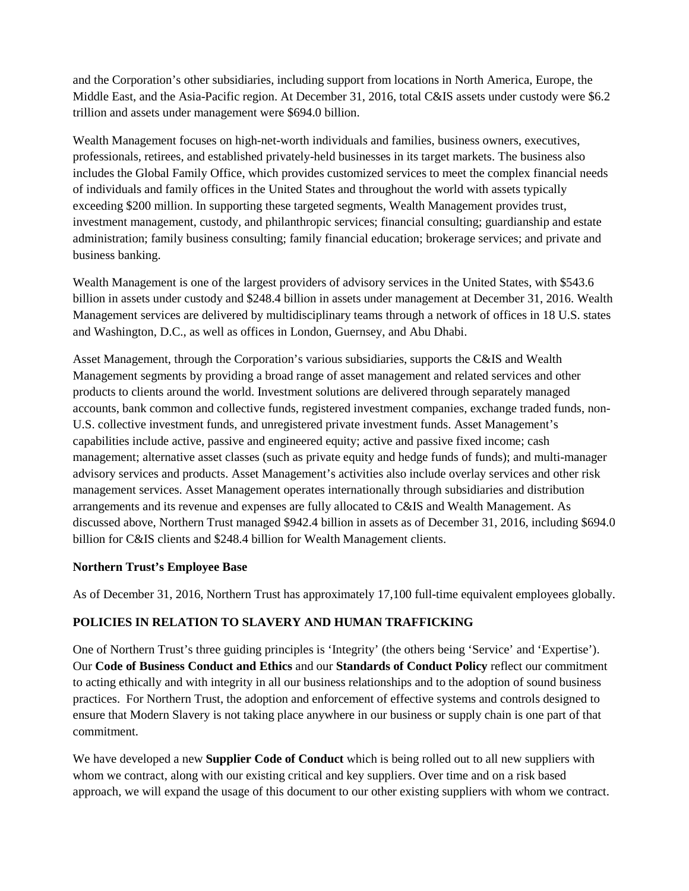and the Corporation's other subsidiaries, including support from locations in North America, Europe, the Middle East, and the Asia-Pacific region. At December 31, 2016, total C&IS assets under custody were $6.2 trillion and assets under management were $694.0 billion.

Wealth Management focuses on high-net-worth individuals and families, business owners, executives, professionals, retirees, and established privately-held businesses in its target markets. The business also includes the Global Family Office, which provides customized services to meet the complex financial needs of individuals and family offices in the United States and throughout the world with assets typically exceeding $200 million. In supporting these targeted segments, Wealth Management provides trust, investment management, custody, and philanthropic services; financial consulting; guardianship and estate administration; family business consulting; family financial education; brokerage services; and private and business banking.

Wealth Management is one of the largest providers of advisory services in the United States, with $543.6 billion in assets under custody and $248.4 billion in assets under management at December 31, 2016. Wealth Management services are delivered by multidisciplinary teams through a network of offices in 18 U.S. states and Washington, D.C., as well as offices in London, Guernsey, and Abu Dhabi.

Asset Management, through the Corporation's various subsidiaries, supports the C&IS and Wealth Management segments by providing a broad range of asset management and related services and other products to clients around the world. Investment solutions are delivered through separately managed accounts, bank common and collective funds, registered investment companies, exchange traded funds, non-U.S. collective investment funds, and unregistered private investment funds. Asset Management's capabilities include active, passive and engineered equity; active and passive fixed income; cash management; alternative asset classes (such as private equity and hedge funds of funds); and multi-manager advisory services and products. Asset Management's activities also include overlay services and other risk management services. Asset Management operates internationally through subsidiaries and distribution arrangements and its revenue and expenses are fully allocated to C&IS and Wealth Management. As discussed above, Northern Trust managed $942.4 billion in assets as of December 31, 2016, including $694.0 billion for C&IS clients and $248.4 billion for Wealth Management clients.

**Northern Trust's Employee Base**

As of December 31, 2016, Northern Trust has approximately 17,100 full-time equivalent employees globally.

## POLICIES IN RELATION TO SLAVERY AND HUMAN TRAFFICKING

One of Northern Trust's three guiding principles is 'Integrity' (the others being 'Service' and 'Expertise'). Our **Code of Business Conduct and Ethics** and our **Standards of Conduct Policy** reflect our commitment to acting ethically and with integrity in all our business relationships and to the adoption of sound business practices. For Northern Trust, the adoption and enforcement of effective systems and controls designed to ensure that Modern Slavery is not taking place anywhere in our business or supply chain is one part of that commitment.

We have developed a new **Supplier Code of Conduct** which is being rolled out to all new suppliers with whom we contract, along with our existing critical and key suppliers. Over time and on a risk based approach, we will expand the usage of this document to our other existing suppliers with whom we contract.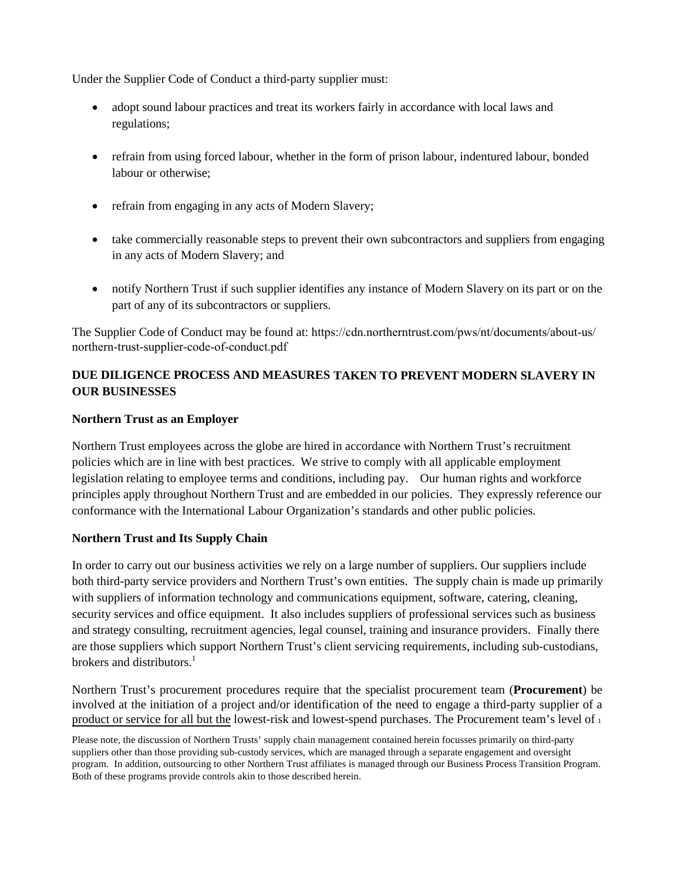Under the Supplier Code of Conduct a third-party supplier must:

- adopt sound labour practices and treat its workers fairly in accordance with local laws and regulations;
- refrain from using forced labour, whether in the form of prison labour, indentured labour, bonded labour or otherwise;
- refrain from engaging in any acts of Modern Slavery;
- take commercially reasonable steps to prevent their own subcontractors and suppliers from engaging in any acts of Modern Slavery; and
- notify Northern Trust if such supplier identifies any instance of Modern Slavery on its part or on the part of any of its subcontractors or suppliers.

The Supplier Code of Conduct may be found at: https://cdn.northerntrust.com/pws/nt/documents/about-us/northern-trust-supplier-code-of-conduct.pdf

## DUE DILIGENCE PROCESS AND MEASURES TAKEN TO PREVENT MODERN SLAVERY IN OUR BUSINESSES

### Northern Trust as an Employer

Northern Trust employees across the globe are hired in accordance with Northern Trust's recruitment policies which are in line with best practices. We strive to comply with all applicable employment legislation relating to employee terms and conditions, including pay. Our human rights and workforce principles apply throughout Northern Trust and are embedded in our policies. They expressly reference our conformance with the International Labour Organization's standards and other public policies.

### Northern Trust and Its Supply Chain

In order to carry out our business activities we rely on a large number of suppliers. Our suppliers include both third-party service providers and Northern Trust's own entities. The supply chain is made up primarily with suppliers of information technology and communications equipment, software, catering, cleaning, security services and office equipment. It also includes suppliers of professional services such as business and strategy consulting, recruitment agencies, legal counsel, training and insurance providers. Finally there are those suppliers which support Northern Trust's client servicing requirements, including sub-custodians, brokers and distributors.[1]

Northern Trust's procurement procedures require that the specialist procurement team (**Procurement**) be involved at the initiation of a project and/or identification of the need to engage a third-party supplier of a product or service for all but the lowest-risk and lowest-spend purchases. The Procurement team's level of

[1] Please note, the discussion of Northern Trusts' supply chain management contained herein focusses primarily on third-party suppliers other than those providing sub-custody services, which are managed through a separate engagement and oversight program. In addition, outsourcing to other Northern Trust affiliates is managed through our Business Process Transition Program. Both of these programs provide controls akin to those described herein.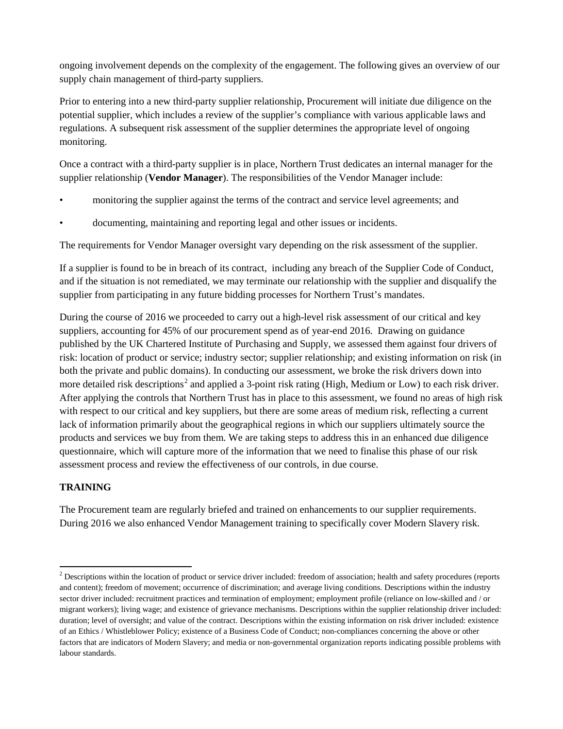ongoing involvement depends on the complexity of the engagement. The following gives an overview of our supply chain management of third-party suppliers.

Prior to entering into a new third-party supplier relationship, Procurement will initiate due diligence on the potential supplier, which includes a review of the supplier's compliance with various applicable laws and regulations. A subsequent risk assessment of the supplier determines the appropriate level of ongoing monitoring.

Once a contract with a third-party supplier is in place, Northern Trust dedicates an internal manager for the supplier relationship (**Vendor Manager**). The responsibilities of the Vendor Manager include:

- monitoring the supplier against the terms of the contract and service level agreements; and
- documenting, maintaining and reporting legal and other issues or incidents.

The requirements for Vendor Manager oversight vary depending on the risk assessment of the supplier.

If a supplier is found to be in breach of its contract, including any breach of the Supplier Code of Conduct, and if the situation is not remediated, we may terminate our relationship with the supplier and disqualify the supplier from participating in any future bidding processes for Northern Trust's mandates.

During the course of 2016 we proceeded to carry out a high-level risk assessment of our critical and key suppliers, accounting for 45% of our procurement spend as of year-end 2016. Drawing on guidance published by the UK Chartered Institute of Purchasing and Supply, we assessed them against four drivers of risk: location of product or service; industry sector; supplier relationship; and existing information on risk (in both the private and public domains). In conducting our assessment, we broke the risk drivers down into more detailed risk descriptions[2] and applied a 3-point risk rating (High, Medium or Low) to each risk driver. After applying the controls that Northern Trust has in place to this assessment, we found no areas of high risk with respect to our critical and key suppliers, but there are some areas of medium risk, reflecting a current lack of information primarily about the geographical regions in which our suppliers ultimately source the products and services we buy from them. We are taking steps to address this in an enhanced due diligence questionnaire, which will capture more of the information that we need to finalise this phase of our risk assessment process and review the effectiveness of our controls, in due course.

## TRAINING

The Procurement team are regularly briefed and trained on enhancements to our supplier requirements. During 2016 we also enhanced Vendor Management training to specifically cover Modern Slavery risk.

---

[2] Descriptions within the location of product or service driver included: freedom of association; health and safety procedures (reports and content); freedom of movement; occurrence of discrimination; and average living conditions. Descriptions within the industry sector driver included: recruitment practices and termination of employment; employment profile (reliance on low-skilled and / or migrant workers); living wage; and existence of grievance mechanisms. Descriptions within the supplier relationship driver included: duration; level of oversight; and value of the contract. Descriptions within the existing information on risk driver included: existence of an Ethics / Whistleblower Policy; existence of a Business Code of Conduct; non-compliances concerning the above or other factors that are indicators of Modern Slavery; and media or non-governmental organization reports indicating possible problems with labour standards.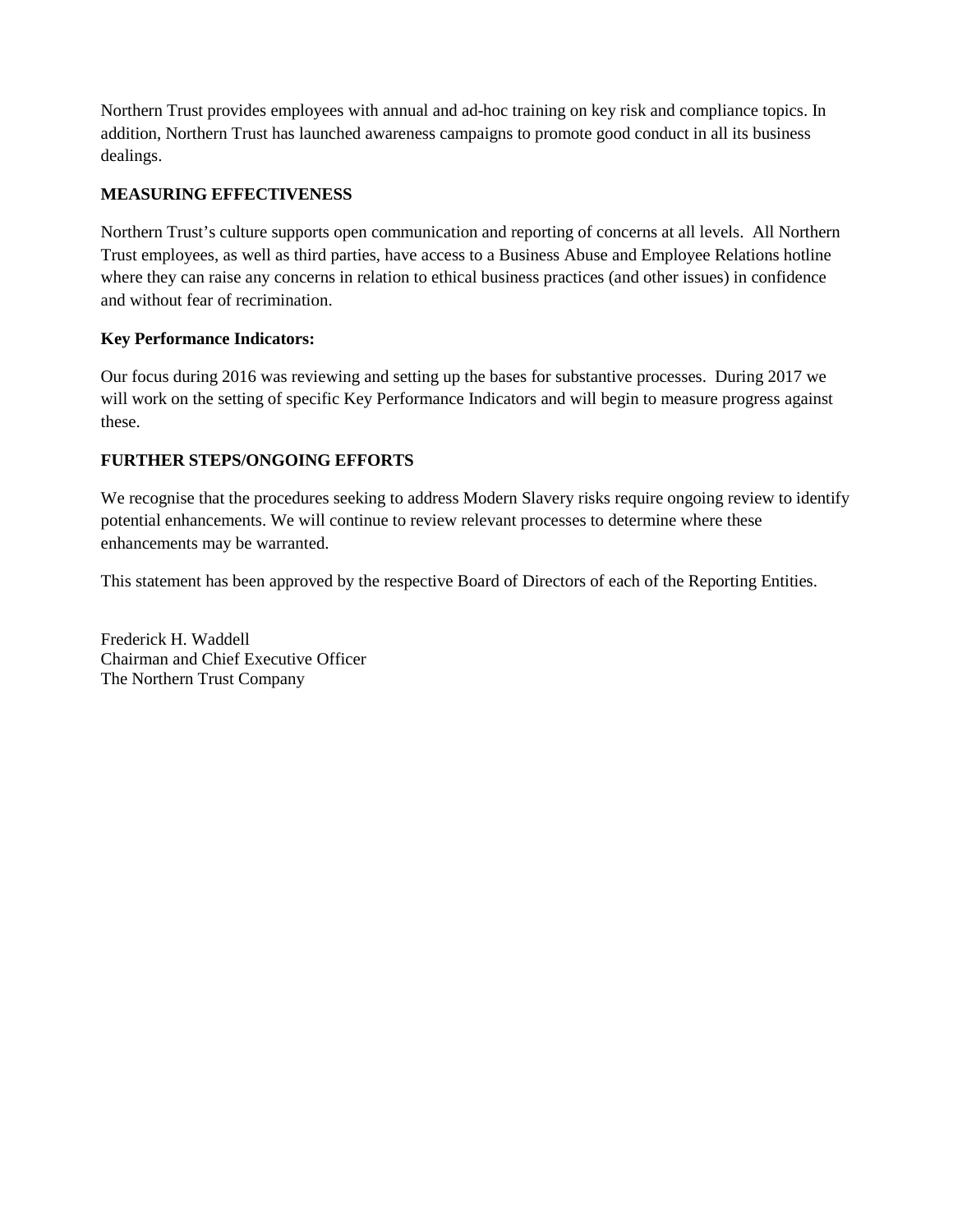Northern Trust provides employees with annual and ad-hoc training on key risk and compliance topics. In addition, Northern Trust has launched awareness campaigns to promote good conduct in all its business dealings.

## MEASURING EFFECTIVENESS

Northern Trust's culture supports open communication and reporting of concerns at all levels. All Northern Trust employees, as well as third parties, have access to a Business Abuse and Employee Relations hotline where they can raise any concerns in relation to ethical business practices (and other issues) in confidence and without fear of recrimination.

### Key Performance Indicators:

Our focus during 2016 was reviewing and setting up the bases for substantive processes. During 2017 we will work on the setting of specific Key Performance Indicators and will begin to measure progress against these.

## FURTHER STEPS/ONGOING EFFORTS

We recognise that the procedures seeking to address Modern Slavery risks require ongoing review to identify potential enhancements. We will continue to review relevant processes to determine where these enhancements may be warranted.

This statement has been approved by the respective Board of Directors of each of the Reporting Entities.

Frederick H. Waddell
Chairman and Chief Executive Officer
The Northern Trust Company